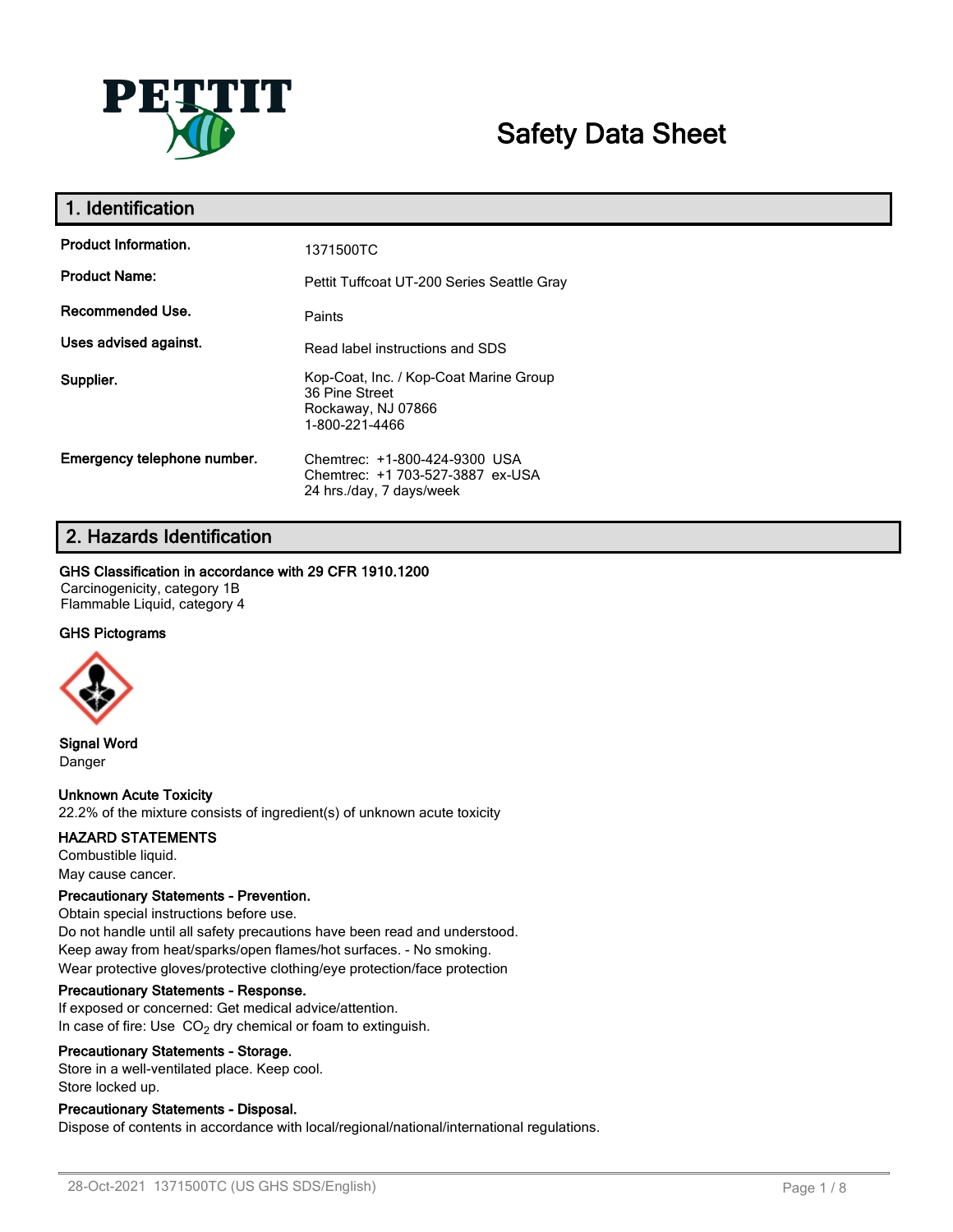PETTIT

# Safety Data Sheet

## 1. Identification

| | |
|---|---|
| **Product Information.** | 1371500TC |
| **Product Name:** | Pettit Tuffcoat UT-200 Series Seattle Gray |
| **Recommended Use.** | Paints |
| **Uses advised against.** | Read label instructions and SDS |
| **Supplier.** | Kop-Coat, Inc. / Kop-Coat Marine Group<br>36 Pine Street<br>Rockaway, NJ 07866<br>1-800-221-4466 |
| **Emergency telephone number.** | Chemtrec: +1-800-424-9300 USA<br>Chemtrec: +1 703-527-3887 ex-USA<br>24 hrs./day, 7 days/week |

## 2. Hazards Identification

**GHS Classification in accordance with 29 CFR 1910.1200**

Carcinogenicity, category 1B
Flammable Liquid, category 4

**GHS Pictograms**

**Signal Word**

Danger

**Unknown Acute Toxicity**

22.2% of the mixture consists of ingredient(s) of unknown acute toxicity

**HAZARD STATEMENTS**

Combustible liquid.
May cause cancer.

**Precautionary Statements - Prevention.**

Obtain special instructions before use.
Do not handle until all safety precautions have been read and understood.
Keep away from heat/sparks/open flames/hot surfaces. - No smoking.
Wear protective gloves/protective clothing/eye protection/face protection

**Precautionary Statements - Response.**

If exposed or concerned: Get medical advice/attention.
In case of fire: Use $CO_2$ dry chemical or foam to extinguish.

**Precautionary Statements - Storage.**

Store in a well-ventilated place. Keep cool.
Store locked up.

**Precautionary Statements - Disposal.**

Dispose of contents in accordance with local/regional/national/international regulations.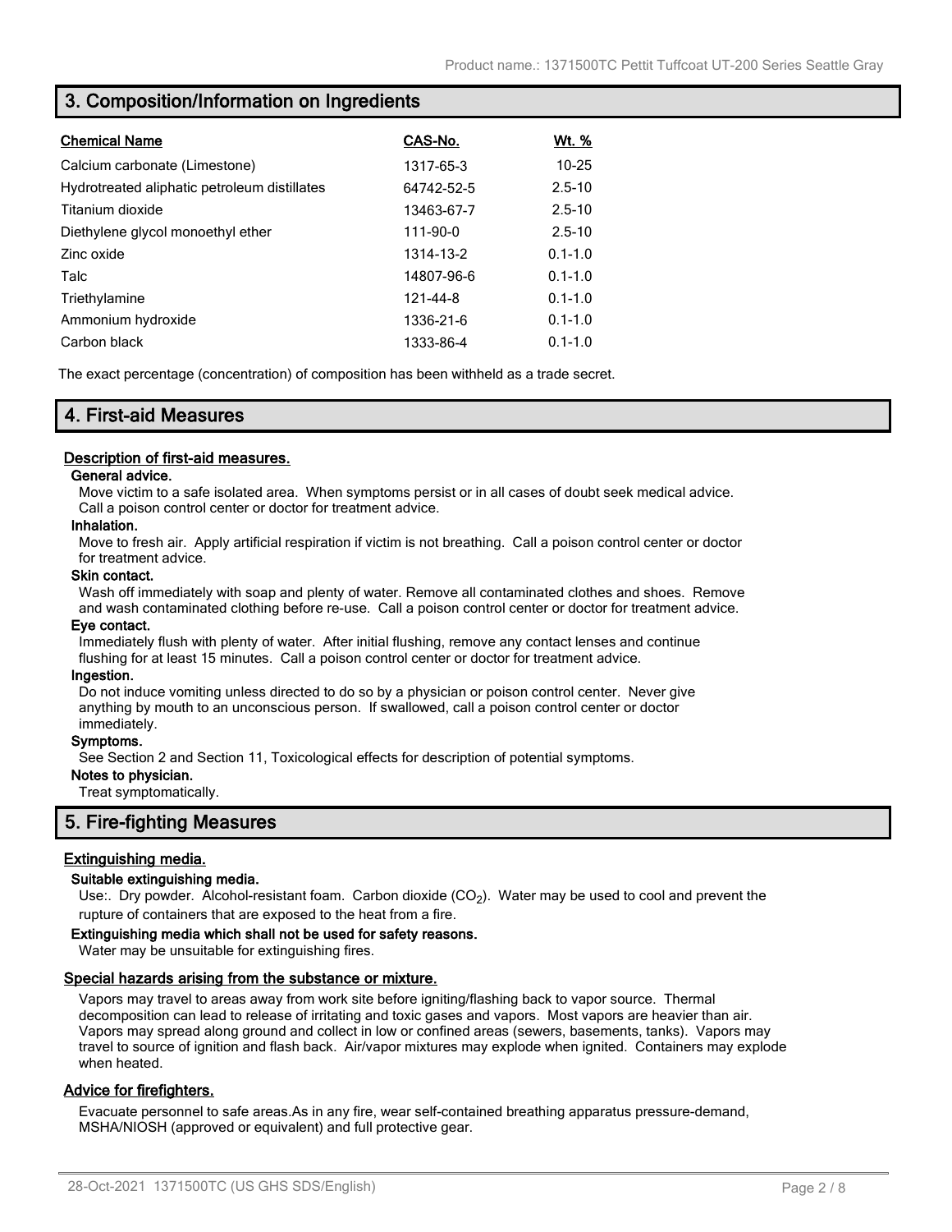## 3. Composition/Information on Ingredients

| Chemical Name | CAS-No. | Wt. % |
|---|---|---|
| Calcium carbonate (Limestone) | 1317-65-3 | 10-25 |
| Hydrotreated aliphatic petroleum distillates | 64742-52-5 | 2.5-10 |
| Titanium dioxide | 13463-67-7 | 2.5-10 |
| Diethylene glycol monoethyl ether | 111-90-0 | 2.5-10 |
| Zinc oxide | 1314-13-2 | 0.1-1.0 |
| Talc | 14807-96-6 | 0.1-1.0 |
| Triethylamine | 121-44-8 | 0.1-1.0 |
| Ammonium hydroxide | 1336-21-6 | 0.1-1.0 |
| Carbon black | 1333-86-4 | 0.1-1.0 |

The exact percentage (concentration) of composition has been withheld as a trade secret.

## 4. First-aid Measures

### Description of first-aid measures.

**General advice.**

Move victim to a safe isolated area. When symptoms persist or in all cases of doubt seek medical advice. Call a poison control center or doctor for treatment advice.

**Inhalation.**

Move to fresh air. Apply artificial respiration if victim is not breathing. Call a poison control center or doctor for treatment advice.

**Skin contact.**

Wash off immediately with soap and plenty of water. Remove all contaminated clothes and shoes. Remove and wash contaminated clothing before re-use. Call a poison control center or doctor for treatment advice.

**Eye contact.**

Immediately flush with plenty of water. After initial flushing, remove any contact lenses and continue flushing for at least 15 minutes. Call a poison control center or doctor for treatment advice.

**Ingestion.**

Do not induce vomiting unless directed to do so by a physician or poison control center. Never give anything by mouth to an unconscious person. If swallowed, call a poison control center or doctor immediately.

**Symptoms.**

See Section 2 and Section 11, Toxicological effects for description of potential symptoms.

**Notes to physician.**

Treat symptomatically.

## 5. Fire-fighting Measures

### Extinguishing media.

**Suitable extinguishing media.**

Use:. Dry powder. Alcohol-resistant foam. Carbon dioxide ($CO_2$). Water may be used to cool and prevent the rupture of containers that are exposed to the heat from a fire.

**Extinguishing media which shall not be used for safety reasons.**

Water may be unsuitable for extinguishing fires.

### Special hazards arising from the substance or mixture.

Vapors may travel to areas away from work site before igniting/flashing back to vapor source. Thermal decomposition can lead to release of irritating and toxic gases and vapors. Most vapors are heavier than air. Vapors may spread along ground and collect in low or confined areas (sewers, basements, tanks). Vapors may travel to source of ignition and flash back. Air/vapor mixtures may explode when ignited. Containers may explode when heated.

### Advice for firefighters.

Evacuate personnel to safe areas.As in any fire, wear self-contained breathing apparatus pressure-demand, MSHA/NIOSH (approved or equivalent) and full protective gear.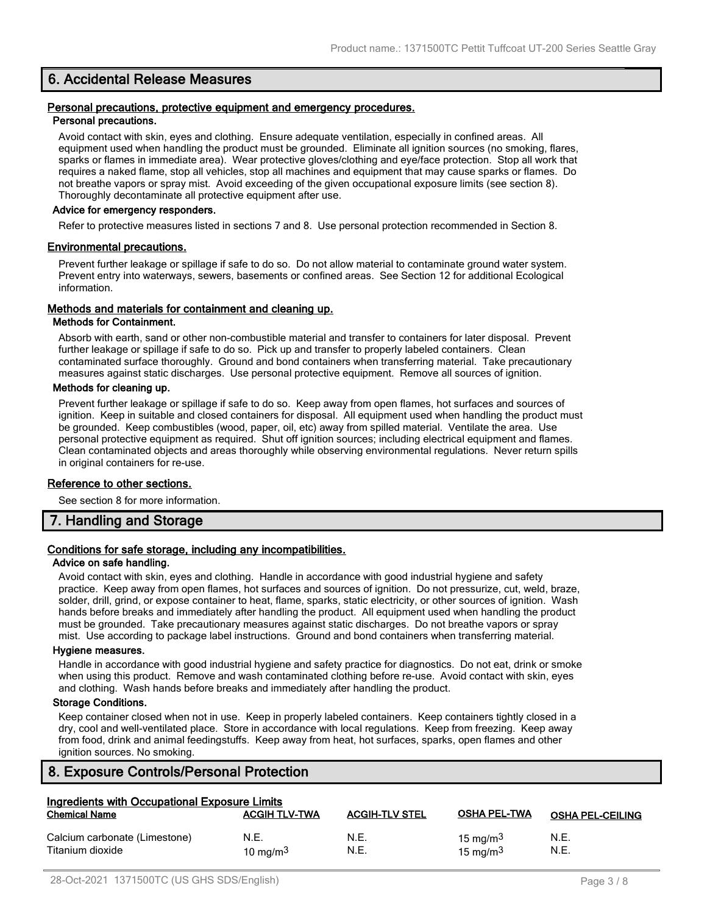## 6. Accidental Release Measures

### Personal precautions, protective equipment and emergency procedures.

#### Personal precautions.

Avoid contact with skin, eyes and clothing. Ensure adequate ventilation, especially in confined areas. All equipment used when handling the product must be grounded. Eliminate all ignition sources (no smoking, flares, sparks or flames in immediate area). Wear protective gloves/clothing and eye/face protection. Stop all work that requires a naked flame, stop all vehicles, stop all machines and equipment that may cause sparks or flames. Do not breathe vapors or spray mist. Avoid exceeding of the given occupational exposure limits (see section 8). Thoroughly decontaminate all protective equipment after use.

#### Advice for emergency responders.

Refer to protective measures listed in sections 7 and 8. Use personal protection recommended in Section 8.

### Environmental precautions.

Prevent further leakage or spillage if safe to do so. Do not allow material to contaminate ground water system. Prevent entry into waterways, sewers, basements or confined areas. See Section 12 for additional Ecological information.

### Methods and materials for containment and cleaning up.

#### Methods for Containment.

Absorb with earth, sand or other non-combustible material and transfer to containers for later disposal. Prevent further leakage or spillage if safe to do so. Pick up and transfer to properly labeled containers. Clean contaminated surface thoroughly. Ground and bond containers when transferring material. Take precautionary measures against static discharges. Use personal protective equipment. Remove all sources of ignition.

#### Methods for cleaning up.

Prevent further leakage or spillage if safe to do so. Keep away from open flames, hot surfaces and sources of ignition. Keep in suitable and closed containers for disposal. All equipment used when handling the product must be grounded. Keep combustibles (wood, paper, oil, etc) away from spilled material. Ventilate the area. Use personal protective equipment as required. Shut off ignition sources; including electrical equipment and flames. Clean contaminated objects and areas thoroughly while observing environmental regulations. Never return spills in original containers for re-use.

### Reference to other sections.

See section 8 for more information.

## 7. Handling and Storage

### Conditions for safe storage, including any incompatibilities.

#### Advice on safe handling.

Avoid contact with skin, eyes and clothing. Handle in accordance with good industrial hygiene and safety practice. Keep away from open flames, hot surfaces and sources of ignition. Do not pressurize, cut, weld, braze, solder, drill, grind, or expose container to heat, flame, sparks, static electricity, or other sources of ignition. Wash hands before breaks and immediately after handling the product. All equipment used when handling the product must be grounded. Take precautionary measures against static discharges. Do not breathe vapors or spray mist. Use according to package label instructions. Ground and bond containers when transferring material.

#### Hygiene measures.

Handle in accordance with good industrial hygiene and safety practice for diagnostics. Do not eat, drink or smoke when using this product. Remove and wash contaminated clothing before re-use. Avoid contact with skin, eyes and clothing. Wash hands before breaks and immediately after handling the product.

#### Storage Conditions.

Keep container closed when not in use. Keep in properly labeled containers. Keep containers tightly closed in a dry, cool and well-ventilated place. Store in accordance with local regulations. Keep from freezing. Keep away from food, drink and animal feedingstuffs. Keep away from heat, hot surfaces, sparks, open flames and other ignition sources. No smoking.

## 8. Exposure Controls/Personal Protection

### Ingredients with Occupational Exposure Limits

| Chemical Name | ACGIH TLV-TWA | ACGIH-TLV STEL | OSHA PEL-TWA | OSHA PEL-CEILING |
|---|---|---|---|---|
| Calcium carbonate (Limestone) | N.E. | N.E. | 15 mg/m$^3$ | N.E. |
| Titanium dioxide | 10 mg/m$^3$ | N.E. | 15 mg/m$^3$ | N.E. |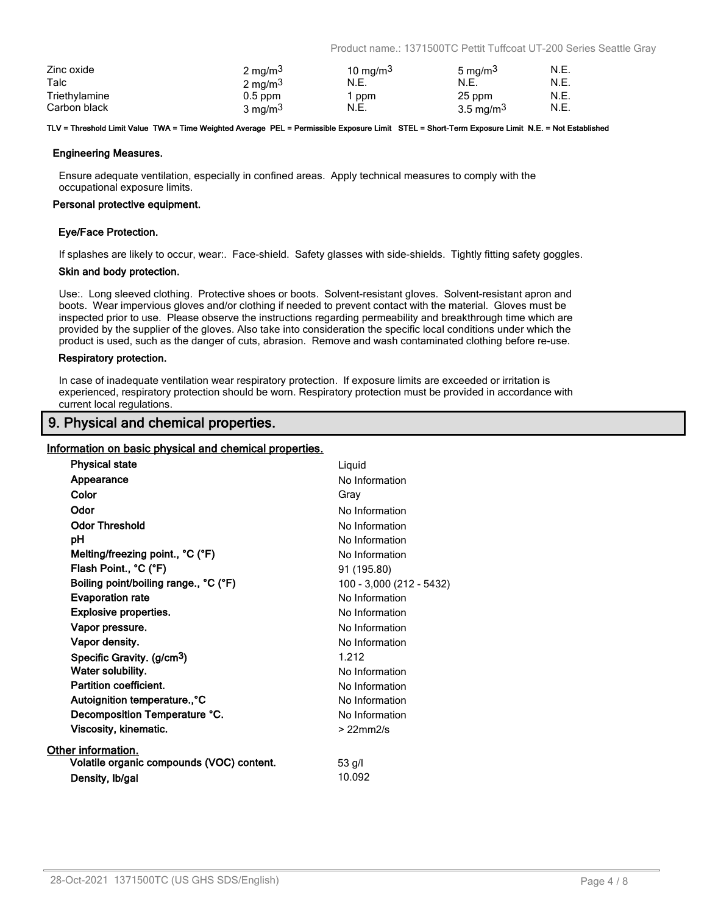| | | | | |
|---|---|---|---|---|
| Zinc oxide | 2 mg/m$^3$ | 10 mg/m$^3$ | 5 mg/m$^3$ | N.E. |
| Talc | 2 mg/m$^3$ | N.E. | N.E. | N.E. |
| Triethylamine | 0.5 ppm | 1 ppm | 25 ppm | N.E. |
| Carbon black | 3 mg/m$^3$ | N.E. | 3.5 mg/m$^3$ | N.E. |

**TLV = Threshold Limit Value TWA = Time Weighted Average PEL = Permissible Exposure Limit STEL = Short-Term Exposure Limit N.E. = Not Established**

**Engineering Measures.**

Ensure adequate ventilation, especially in confined areas. Apply technical measures to comply with the occupational exposure limits.

**Personal protective equipment.**

**Eye/Face Protection.**

If splashes are likely to occur, wear:. Face-shield. Safety glasses with side-shields. Tightly fitting safety goggles.

**Skin and body protection.**

Use:. Long sleeved clothing. Protective shoes or boots. Solvent-resistant gloves. Solvent-resistant apron and boots. Wear impervious gloves and/or clothing if needed to prevent contact with the material. Gloves must be inspected prior to use. Please observe the instructions regarding permeability and breakthrough time which are provided by the supplier of the gloves. Also take into consideration the specific local conditions under which the product is used, such as the danger of cuts, abrasion. Remove and wash contaminated clothing before re-use.

**Respiratory protection.**

In case of inadequate ventilation wear respiratory protection. If exposure limits are exceeded or irritation is experienced, respiratory protection should be worn. Respiratory protection must be provided in accordance with current local regulations.

## 9. Physical and chemical properties.

**Information on basic physical and chemical properties.**

| | |
|---|---|
| **Physical state** | Liquid |
| **Appearance** | No Information |
| **Color** | Gray |
| **Odor** | No Information |
| **Odor Threshold** | No Information |
| **pH** | No Information |
| **Melting/freezing point., °C (°F)** | No Information |
| **Flash Point., °C (°F)** | 91 (195.80) |
| **Boiling point/boiling range., °C (°F)** | 100 - 3,000 (212 - 5432) |
| **Evaporation rate** | No Information |
| **Explosive properties.** | No Information |
| **Vapor pressure.** | No Information |
| **Vapor density.** | No Information |
| **Specific Gravity. (g/cm$^3$)** | 1.212 |
| **Water solubility.** | No Information |
| **Partition coefficient.** | No Information |
| **Autoignition temperature.,°C** | No Information |
| **Decomposition Temperature °C.** | No Information |
| **Viscosity, kinematic.** | > 22mm2/s |

**Other information.**

| | |
|---|---|
| **Volatile organic compounds (VOC) content.** | 53 g/l |
| **Density, lb/gal** | 10.092 |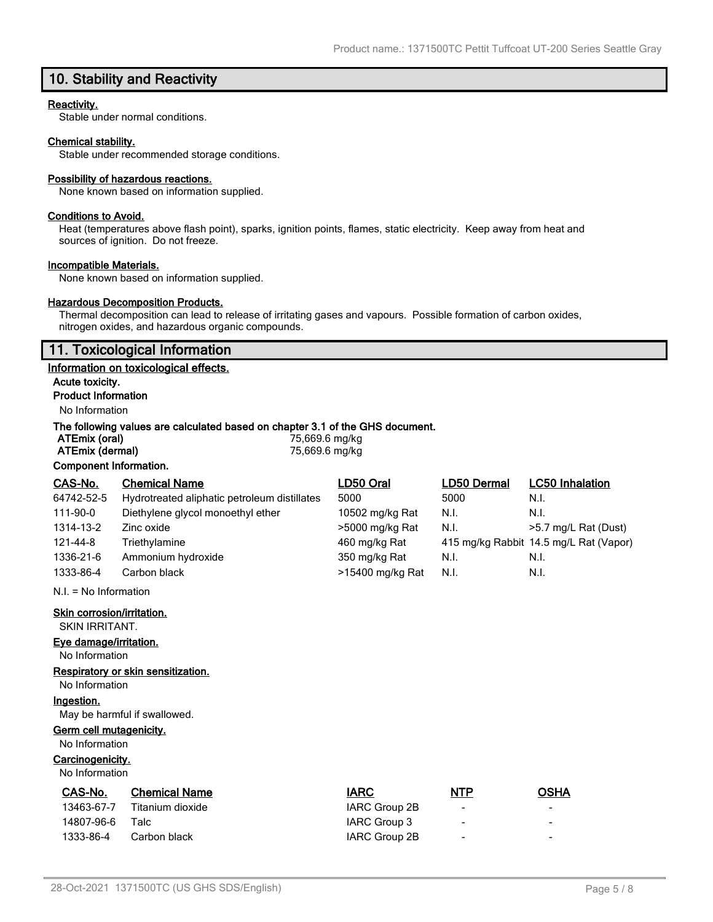## 10. Stability and Reactivity

**Reactivity.**

Stable under normal conditions.

**Chemical stability.**

Stable under recommended storage conditions.

**Possibility of hazardous reactions.**

None known based on information supplied.

**Conditions to Avoid.**

Heat (temperatures above flash point), sparks, ignition points, flames, static electricity. Keep away from heat and sources of ignition. Do not freeze.

**Incompatible Materials.**

None known based on information supplied.

**Hazardous Decomposition Products.**

Thermal decomposition can lead to release of irritating gases and vapours. Possible formation of carbon oxides, nitrogen oxides, and hazardous organic compounds.

## 11. Toxicological Information

**Information on toxicological effects.**

**Acute toxicity.**

**Product Information**

No Information

**The following values are calculated based on chapter 3.1 of the GHS document.**

| | |
|---|---|
| **ATEmix (oral)** | 75,669.6 mg/kg |
| **ATEmix (dermal)** | 75,669.6 mg/kg |

**Component Information.**

| CAS-No. | Chemical Name | LD50 Oral | LD50 Dermal | LC50 Inhalation |
|---|---|---|---|---|
| 64742-52-5 | Hydrotreated aliphatic petroleum distillates | 5000 | 5000 | N.I. |
| 111-90-0 | Diethylene glycol monoethyl ether | 10502 mg/kg Rat | N.I. | N.I. |
| 1314-13-2 | Zinc oxide | >5000 mg/kg Rat | N.I. | >5.7 mg/L Rat (Dust) |
| 121-44-8 | Triethylamine | 460 mg/kg Rat | 415 mg/kg Rabbit | 14.5 mg/L Rat (Vapor) |
| 1336-21-6 | Ammonium hydroxide | 350 mg/kg Rat | N.I. | N.I. |
| 1333-86-4 | Carbon black | >15400 mg/kg Rat | N.I. | N.I. |

N.I. = No Information

**Skin corrosion/irritation.**

SKIN IRRITANT.

**Eye damage/irritation.**

No Information

**Respiratory or skin sensitization.**

No Information

**Ingestion.**

May be harmful if swallowed.

**Germ cell mutagenicity.**

No Information

**Carcinogenicity.**

No Information

| CAS-No. | Chemical Name | IARC | NTP | OSHA |
|---|---|---|---|---|
| 13463-67-7 | Titanium dioxide | IARC Group 2B | - | - |
| 14807-96-6 | Talc | IARC Group 3 | - | - |
| 1333-86-4 | Carbon black | IARC Group 2B | - | - |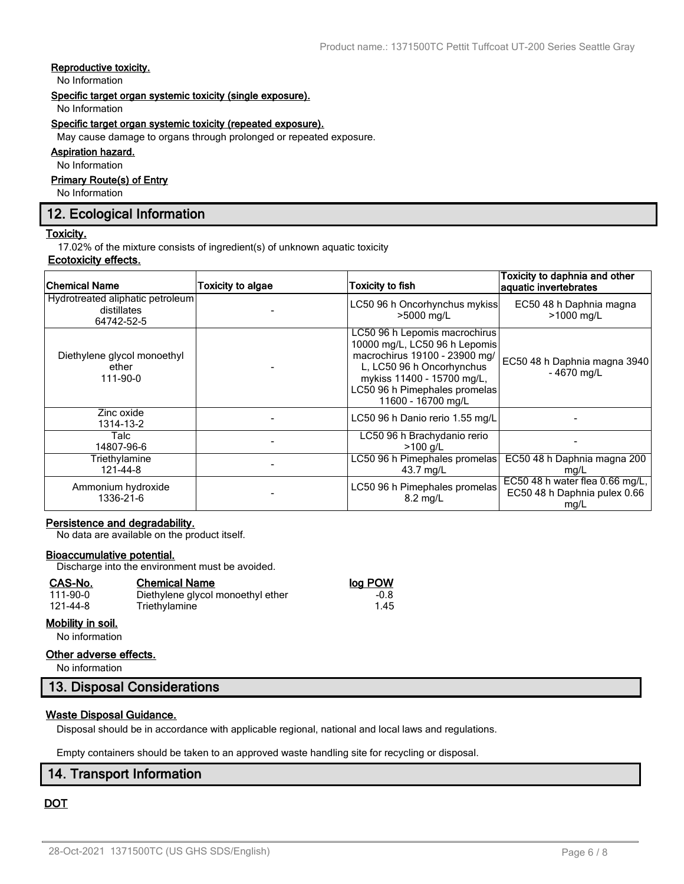**Reproductive toxicity.**

No Information

**Specific target organ systemic toxicity (single exposure).**

No Information

**Specific target organ systemic toxicity (repeated exposure).**

May cause damage to organs through prolonged or repeated exposure.

**Aspiration hazard.**

No Information

**Primary Route(s) of Entry**

No Information

## 12. Ecological Information

**Toxicity.**

17.02% of the mixture consists of ingredient(s) of unknown aquatic toxicity

**Ecotoxicity effects.**

| Chemical Name | Toxicity to algae | Toxicity to fish | Toxicity to daphnia and other aquatic invertebrates |
|---|---|---|---|
| Hydrotreated aliphatic petroleum distillates 64742-52-5 | - | LC50 96 h Oncorhynchus mykiss >5000 mg/L | EC50 48 h Daphnia magna >1000 mg/L |
| Diethylene glycol monoethyl ether 111-90-0 | - | LC50 96 h Lepomis macrochirus 10000 mg/L, LC50 96 h Lepomis macrochirus 19100 - 23900 mg/L, LC50 96 h Oncorhynchus mykiss 11400 - 15700 mg/L, LC50 96 h Pimephales promelas 11600 - 16700 mg/L | EC50 48 h Daphnia magna 3940 - 4670 mg/L |
| Zinc oxide 1314-13-2 | - | LC50 96 h Danio rerio 1.55 mg/L | - |
| Talc 14807-96-6 | - | LC50 96 h Brachydanio rerio >100 g/L | - |
| Triethylamine 121-44-8 | - | LC50 96 h Pimephales promelas 43.7 mg/L | EC50 48 h Daphnia magna 200 mg/L |
| Ammonium hydroxide 1336-21-6 | - | LC50 96 h Pimephales promelas 8.2 mg/L | EC50 48 h water flea 0.66 mg/L, EC50 48 h Daphnia pulex 0.66 mg/L |

**Persistence and degradability.**

No data are available on the product itself.

**Bioaccumulative potential.**

Discharge into the environment must be avoided.

| CAS-No. | Chemical Name | log POW |
|---|---|---|
| 111-90-0 | Diethylene glycol monoethyl ether | -0.8 |
| 121-44-8 | Triethylamine | 1.45 |

**Mobility in soil.**

No information

**Other adverse effects.**

No information

## 13. Disposal Considerations

**Waste Disposal Guidance.**

Disposal should be in accordance with applicable regional, national and local laws and regulations.

Empty containers should be taken to an approved waste handling site for recycling or disposal.

## 14. Transport Information

**DOT**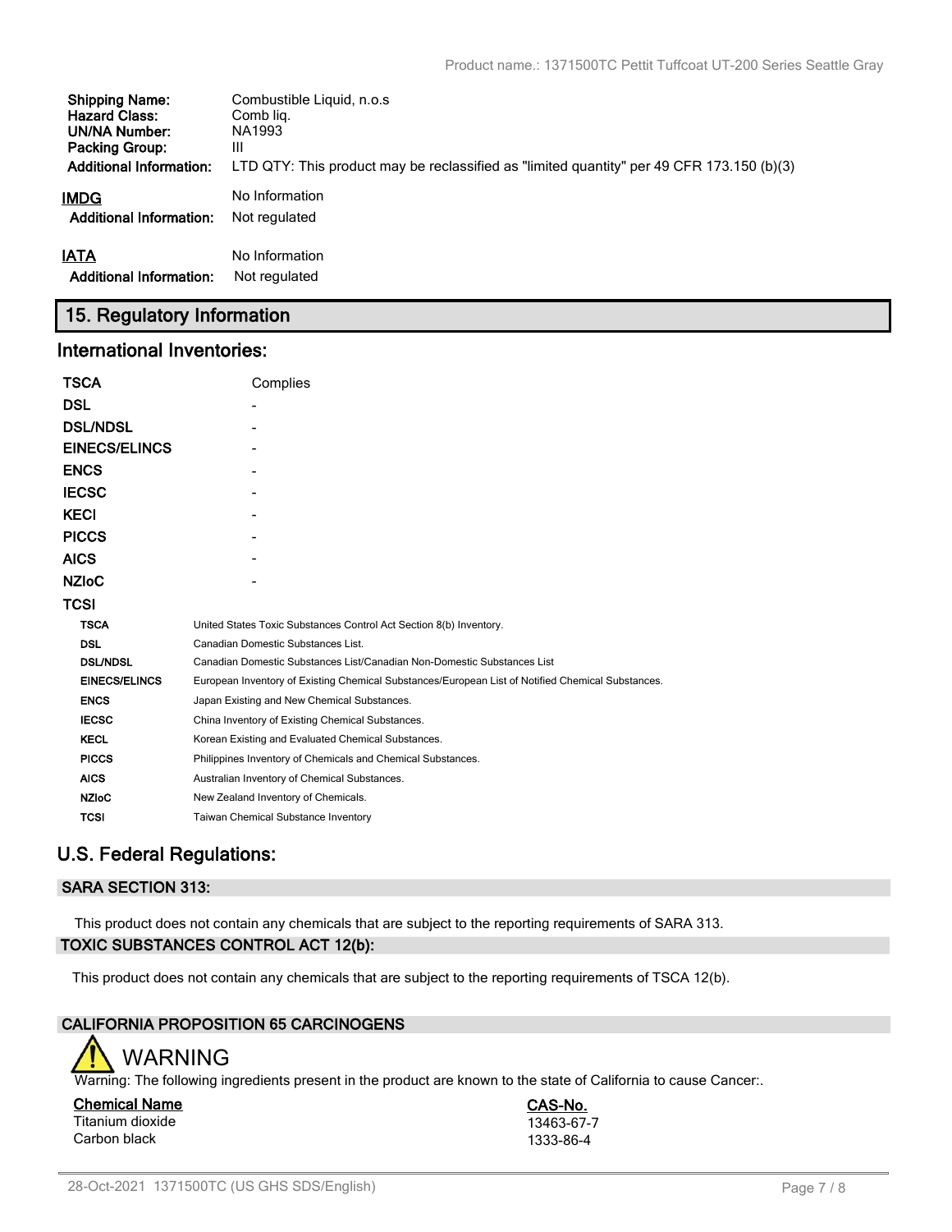| | |
|---|---|
| **Shipping Name:** | Combustible Liquid, n.o.s |
| **Hazard Class:** | Comb liq. |
| **UN/NA Number:** | NA1993 |
| **Packing Group:** | III |
| **Additional Information:** | LTD QTY: This product may be reclassified as "limited quantity" per 49 CFR 173.150 (b)(3) |

**IMDG** No Information

**Additional Information:** Not regulated

**IATA** No Information

**Additional Information:** Not regulated

## 15. Regulatory Information

### International Inventories:

| | |
|---|---|
| **TSCA** | Complies |
| **DSL** | - |
| **DSL/NDSL** | - |
| **EINECS/ELINCS** | - |
| **ENCS** | - |
| **IECSC** | - |
| **KECI** | - |
| **PICCS** | - |
| **AICS** | - |
| **NZIoC** | - |
| **TCSI** | |

| | |
|---|---|
| **TSCA** | United States Toxic Substances Control Act Section 8(b) Inventory. |
| **DSL** | Canadian Domestic Substances List. |
| **DSL/NDSL** | Canadian Domestic Substances List/Canadian Non-Domestic Substances List |
| **EINECS/ELINCS** | European Inventory of Existing Chemical Substances/European List of Notified Chemical Substances. |
| **ENCS** | Japan Existing and New Chemical Substances. |
| **IECSC** | China Inventory of Existing Chemical Substances. |
| **KECL** | Korean Existing and Evaluated Chemical Substances. |
| **PICCS** | Philippines Inventory of Chemicals and Chemical Substances. |
| **AICS** | Australian Inventory of Chemical Substances. |
| **NZIoC** | New Zealand Inventory of Chemicals. |
| **TCSI** | Taiwan Chemical Substance Inventory |

## U.S. Federal Regulations:

### SARA SECTION 313:

This product does not contain any chemicals that are subject to the reporting requirements of SARA 313.

### TOXIC SUBSTANCES CONTROL ACT 12(b):

This product does not contain any chemicals that are subject to the reporting requirements of TSCA 12(b).

### CALIFORNIA PROPOSITION 65 CARCINOGENS

WARNING

Warning: The following ingredients present in the product are known to the state of California to cause Cancer:.

| Chemical Name | CAS-No. |
|---|---|
| Titanium dioxide | 13463-67-7 |
| Carbon black | 1333-86-4 |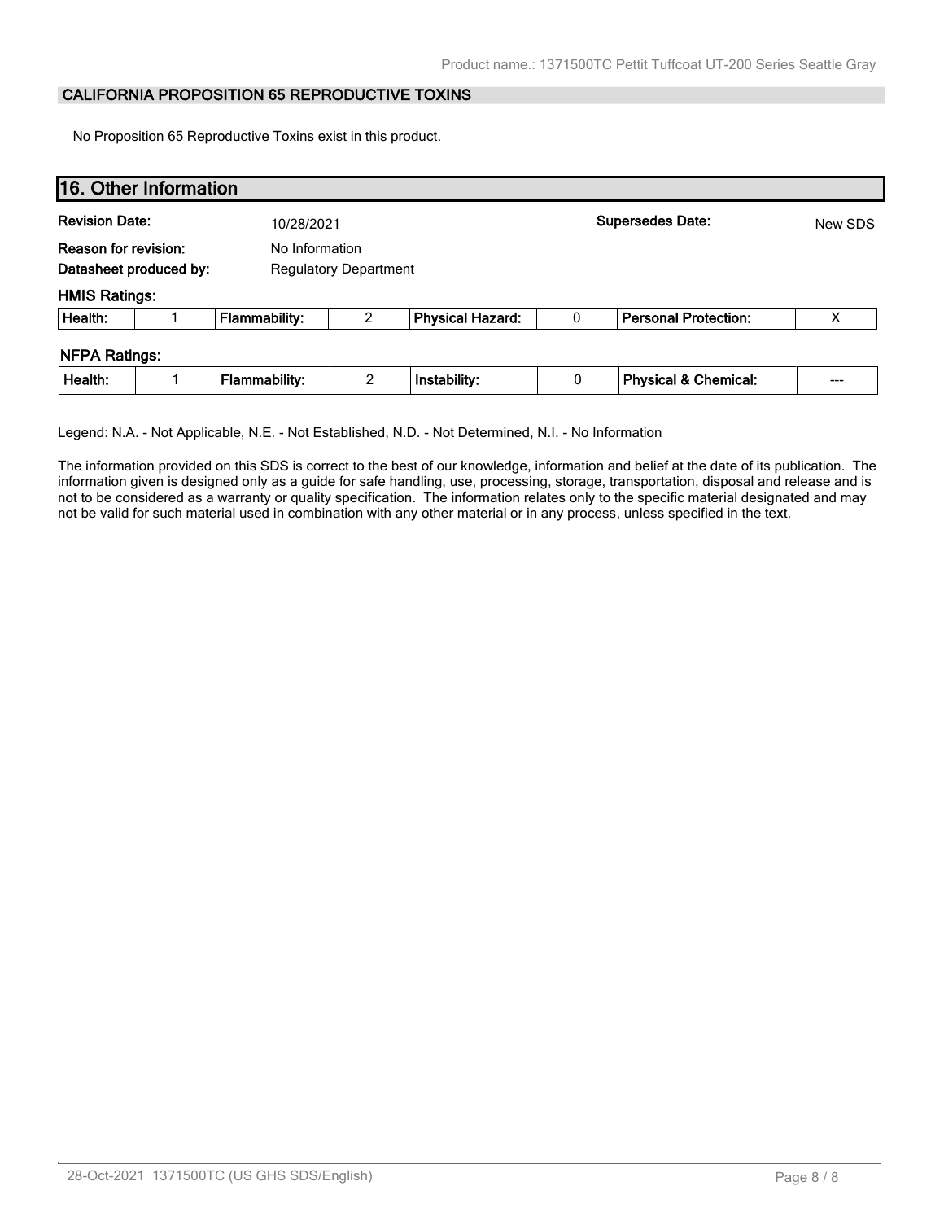### CALIFORNIA PROPOSITION 65 REPRODUCTIVE TOXINS

No Proposition 65 Reproductive Toxins exist in this product.

## 16. Other Information

**Revision Date:** 10/28/2021 **Supersedes Date:** New SDS

**Reason for revision:** No Information

**Datasheet produced by:** Regulatory Department

**HMIS Ratings:**

| | | | | | | | |
|---|---|---|---|---|---|---|---|
| **Health:** | 1 | **Flammability:** | 2 | **Physical Hazard:** | 0 | **Personal Protection:** | X |

**NFPA Ratings:**

| | | | | | | | |
|---|---|---|---|---|---|---|---|
| **Health:** | 1 | **Flammability:** | 2 | **Instability:** | 0 | **Physical & Chemical:** | --- |

Legend: N.A. - Not Applicable, N.E. - Not Established, N.D. - Not Determined, N.I. - No Information

The information provided on this SDS is correct to the best of our knowledge, information and belief at the date of its publication. The information given is designed only as a guide for safe handling, use, processing, storage, transportation, disposal and release and is not to be considered as a warranty or quality specification. The information relates only to the specific material designated and may not be valid for such material used in combination with any other material or in any process, unless specified in the text.